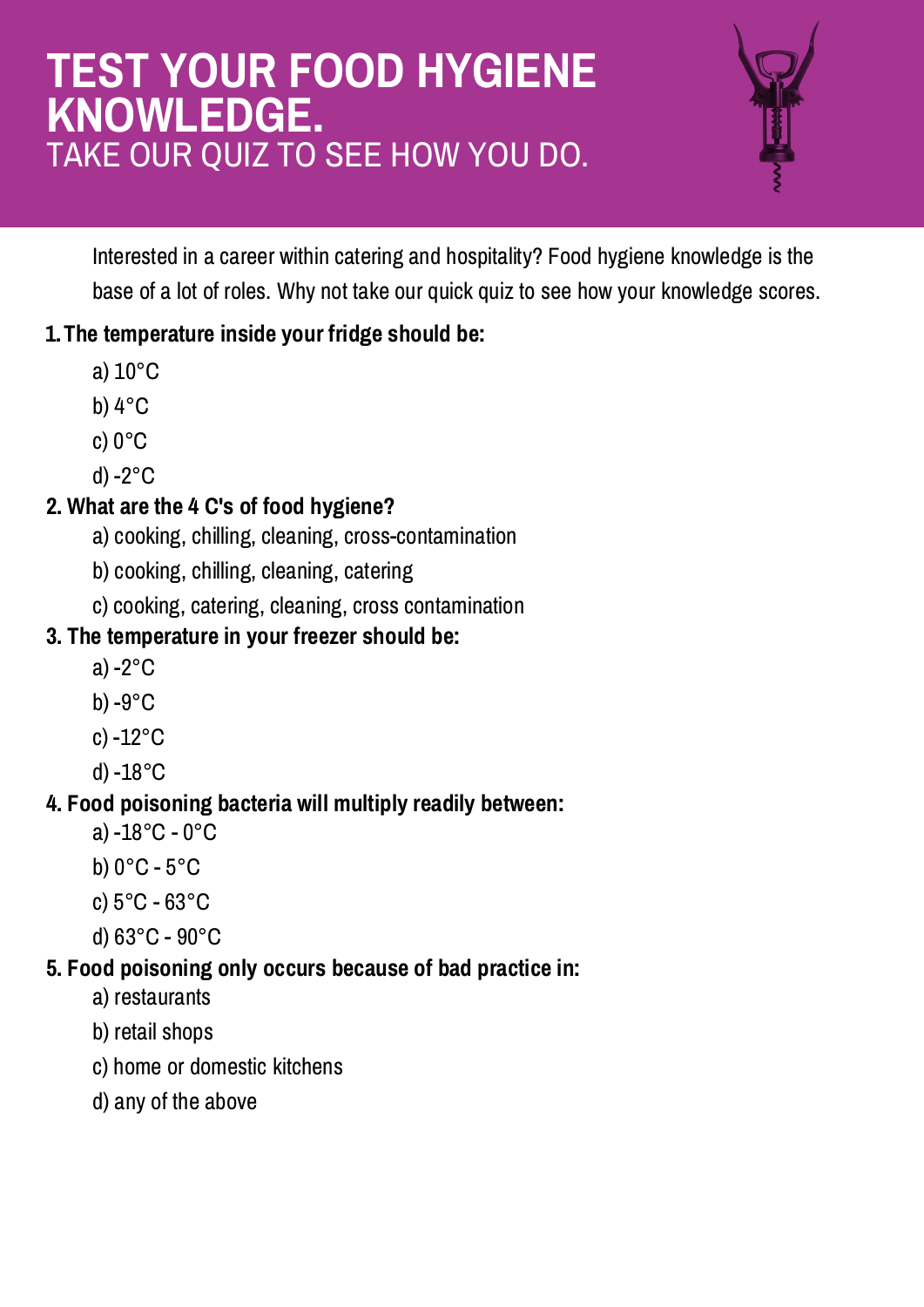# TEST YOUR FOOD HYGIENE KNOWLEDGE.

## TAKE OUR QUIZ TO SEE HOW YOU DO.

Interested in a career within catering and hospitality? Food hygiene knowledge is the base of a lot of roles. Why not take our quick quiz to see how your knowledge scores.

**1. The temperature inside your fridge should be:**

a) 10°C

b) 4°C

c) 0°C

d) -2°C

**2. What are the 4 C's of food hygiene?**

a) cooking, chilling, cleaning, cross-contamination

b) cooking, chilling, cleaning, catering

c) cooking, catering, cleaning, cross contamination

**3. The temperature in your freezer should be:**

a) -2°C

b) -9°C

c) -12°C

d) -18°C

**4. Food poisoning bacteria will multiply readily between:**

a) -18°C - 0°C

b) 0°C - 5°C

c) 5°C - 63°C

d) 63°C - 90°C

**5. Food poisoning only occurs because of bad practice in:**

a) restaurants

b) retail shops

c) home or domestic kitchens

d) any of the above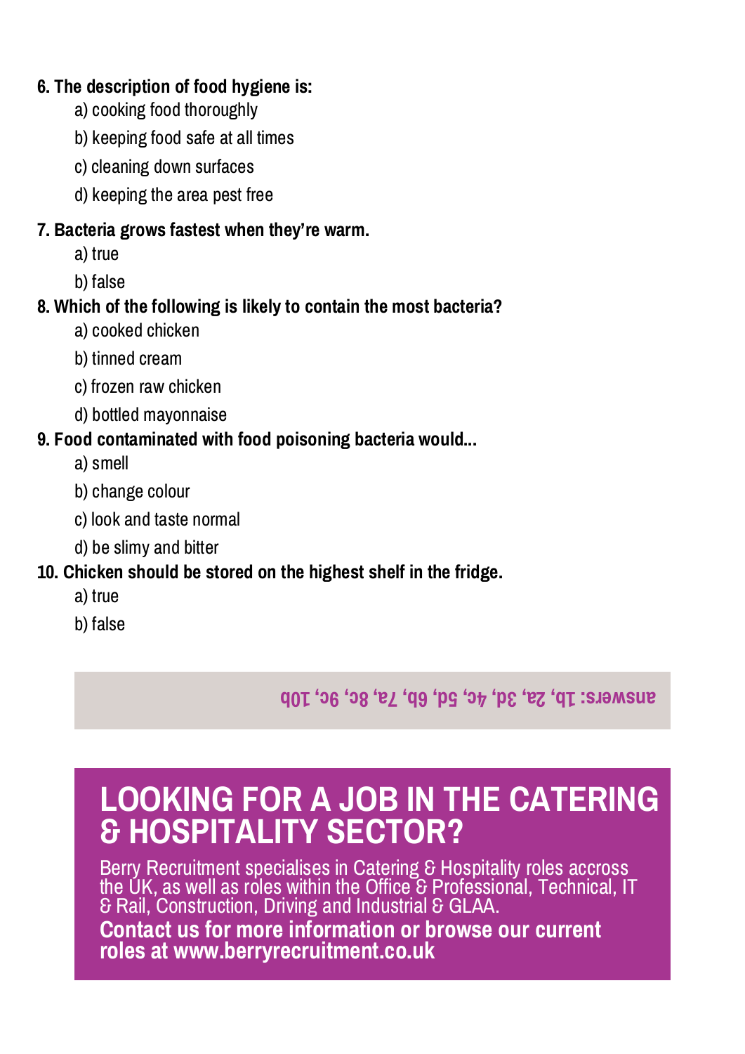**6. The description of food hygiene is:**

a) cooking food thoroughly

b) keeping food safe at all times

c) cleaning down surfaces

d) keeping the area pest free

**7. Bacteria grows fastest when they're warm.**

a) true

b) false

**8. Which of the following is likely to contain the most bacteria?**

a) cooked chicken

b) tinned cream

c) frozen raw chicken

d) bottled mayonnaise

**9. Food contaminated with food poisoning bacteria would...**

a) smell

b) change colour

c) look and taste normal

d) be slimy and bitter

**10. Chicken should be stored on the highest shelf in the fridge.**

a) true

b) false

**answers: 1b, 2a, 3d, 4c, 5d, 6b, 7a, 8c, 9c, 10b**

## LOOKING FOR A JOB IN THE CATERING & HOSPITALITY SECTOR?

Berry Recruitment specialises in Catering & Hospitality roles accross the UK, as well as roles within the Office & Professional, Technical, IT & Rail, Construction, Driving and Industrial & GLAA.

**Contact us for more information or browse our current roles at www.berryrecruitment.co.uk**